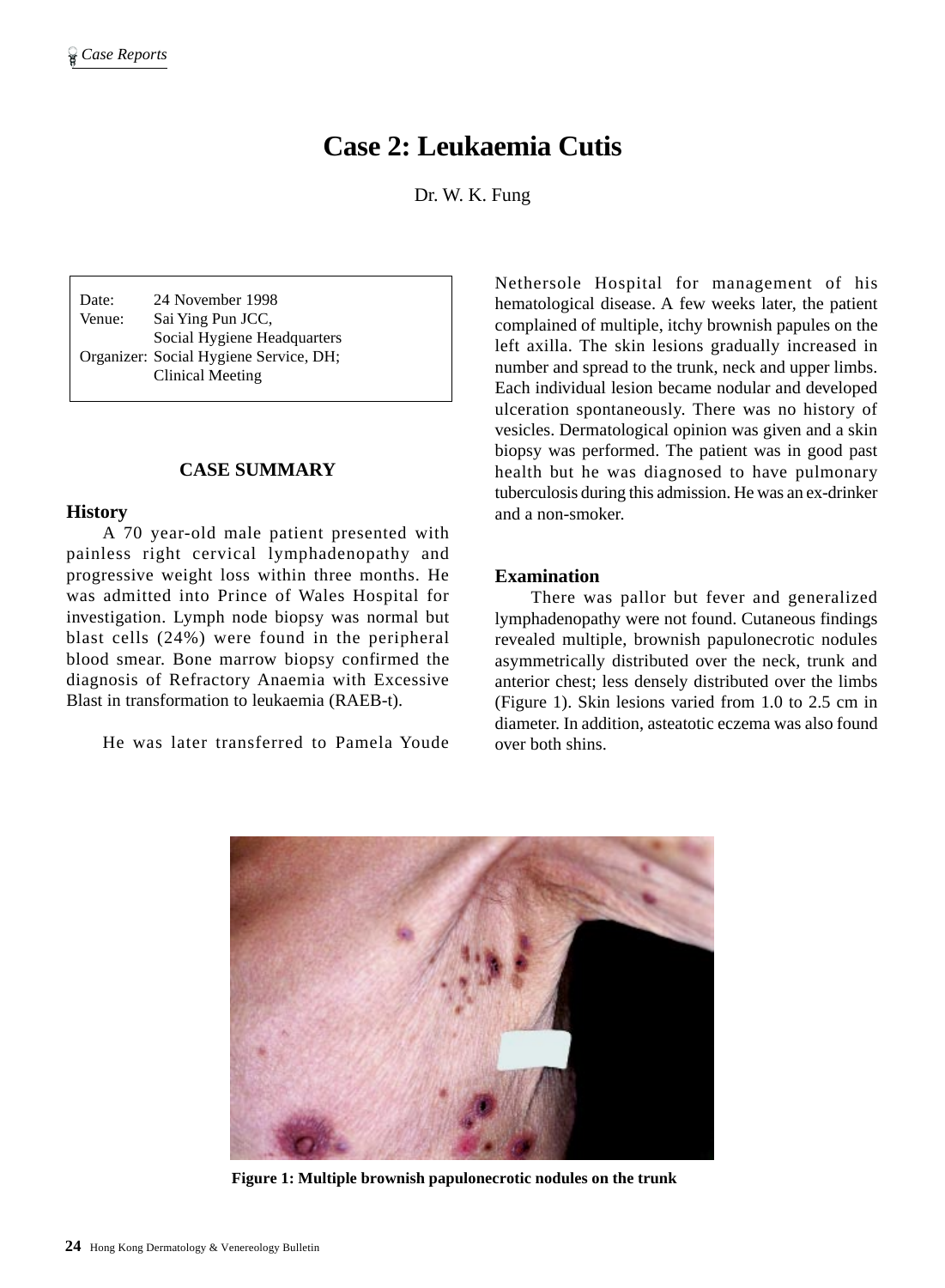# Case 2: Leukaemia Cutis

Dr. W. K. Fung

Date: 24 November 1998
Venue: Sai Ying Pun JCC, Social Hygiene Headquarters
Organizer: Social Hygiene Service, DH; Clinical Meeting

## CASE SUMMARY

### History

A 70 year-old male patient presented with painless right cervical lymphadenopathy and progressive weight loss within three months. He was admitted into Prince of Wales Hospital for investigation. Lymph node biopsy was normal but blast cells (24%) were found in the peripheral blood smear. Bone marrow biopsy confirmed the diagnosis of Refractory Anaemia with Excessive Blast in transformation to leukaemia (RAEB-t).

He was later transferred to Pamela Youde Nethersole Hospital for management of his hematological disease. A few weeks later, the patient complained of multiple, itchy brownish papules on the left axilla. The skin lesions gradually increased in number and spread to the trunk, neck and upper limbs. Each individual lesion became nodular and developed ulceration spontaneously. There was no history of vesicles. Dermatological opinion was given and a skin biopsy was performed. The patient was in good past health but he was diagnosed to have pulmonary tuberculosis during this admission. He was an ex-drinker and a non-smoker.

### Examination

There was pallor but fever and generalized lymphadenopathy were not found. Cutaneous findings revealed multiple, brownish papulonecrotic nodules asymmetrically distributed over the neck, trunk and anterior chest; less densely distributed over the limbs (Figure 1). Skin lesions varied from 1.0 to 2.5 cm in diameter. In addition, asteatotic eczema was also found over both shins.

**Figure 1: Multiple brownish papulonecrotic nodules on the trunk**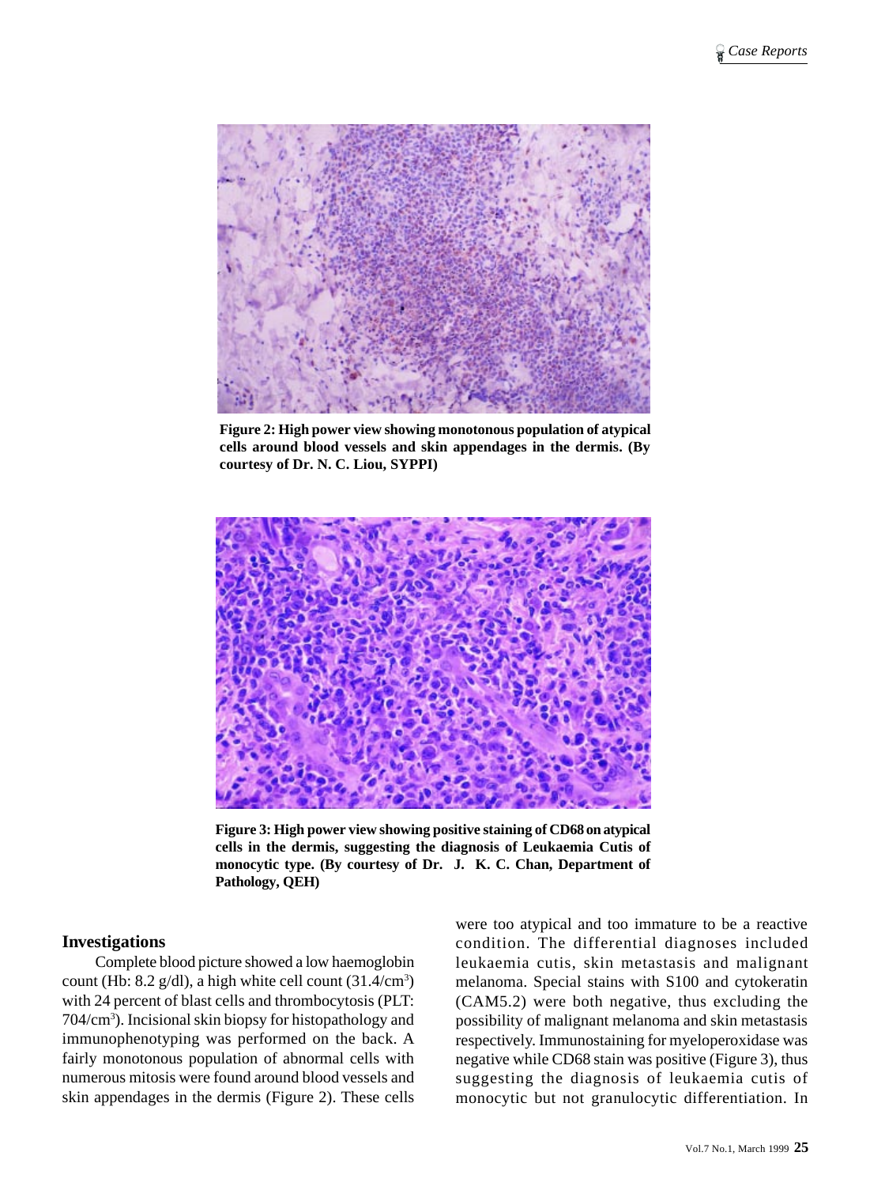**Figure 2: High power view showing monotonous population of atypical cells around blood vessels and skin appendages in the dermis. (By courtesy of Dr. N. C. Liou, SYPPI)**

**Figure 3: High power view showing positive staining of CD68 on atypical cells in the dermis, suggesting the diagnosis of Leukaemia Cutis of monocytic type. (By courtesy of Dr. J. K. C. Chan, Department of Pathology, QEH)**

## Investigations

Complete blood picture showed a low haemoglobin count (Hb: 8.2 g/dl), a high white cell count ($31.4/cm^3$) with 24 percent of blast cells and thrombocytosis (PLT: $704/cm^3$). Incisional skin biopsy for histopathology and immunophenotyping was performed on the back. A fairly monotonous population of abnormal cells with numerous mitosis were found around blood vessels and skin appendages in the dermis (Figure 2). These cells were too atypical and too immature to be a reactive condition. The differential diagnoses included leukaemia cutis, skin metastasis and malignant melanoma. Special stains with S100 and cytokeratin (CAM5.2) were both negative, thus excluding the possibility of malignant melanoma and skin metastasis respectively. Immunostaining for myeloperoxidase was negative while CD68 stain was positive (Figure 3), thus suggesting the diagnosis of leukaemia cutis of monocytic but not granulocytic differentiation. In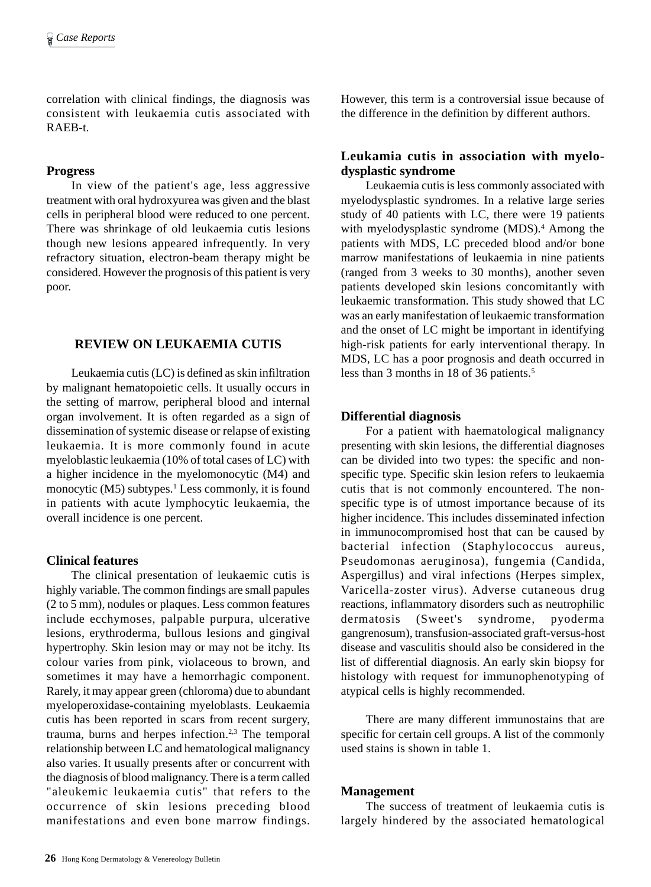correlation with clinical findings, the diagnosis was consistent with leukaemia cutis associated with RAEB-t.

### Progress

In view of the patient's age, less aggressive treatment with oral hydroxyurea was given and the blast cells in peripheral blood were reduced to one percent. There was shrinkage of old leukaemia cutis lesions though new lesions appeared infrequently. In very refractory situation, electron-beam therapy might be considered. However the prognosis of this patient is very poor.

## REVIEW ON LEUKAEMIA CUTIS

Leukaemia cutis (LC) is defined as skin infiltration by malignant hematopoietic cells. It usually occurs in the setting of marrow, peripheral blood and internal organ involvement. It is often regarded as a sign of dissemination of systemic disease or relapse of existing leukaemia. It is more commonly found in acute myeloblastic leukaemia (10% of total cases of LC) with a higher incidence in the myelomonocytic (M4) and monocytic (M5) subtypes.[1] Less commonly, it is found in patients with acute lymphocytic leukaemia, the overall incidence is one percent.

### Clinical features

The clinical presentation of leukaemic cutis is highly variable. The common findings are small papules (2 to 5 mm), nodules or plaques. Less common features include ecchymoses, palpable purpura, ulcerative lesions, erythroderma, bullous lesions and gingival hypertrophy. Skin lesion may or may not be itchy. Its colour varies from pink, violaceous to brown, and sometimes it may have a hemorrhagic component. Rarely, it may appear green (chloroma) due to abundant myeloperoxidase-containing myeloblasts. Leukaemia cutis has been reported in scars from recent surgery, trauma, burns and herpes infection.[2,3] The temporal relationship between LC and hematological malignancy also varies. It usually presents after or concurrent with the diagnosis of blood malignancy. There is a term called "aleukemic leukaemia cutis" that refers to the occurrence of skin lesions preceding blood manifestations and even bone marrow findings. However, this term is a controversial issue because of the difference in the definition by different authors.

### Leukamia cutis in association with myelodysplastic syndrome

Leukaemia cutis is less commonly associated with myelodysplastic syndromes. In a relative large series study of 40 patients with LC, there were 19 patients with myelodysplastic syndrome (MDS).[4] Among the patients with MDS, LC preceded blood and/or bone marrow manifestations of leukaemia in nine patients (ranged from 3 weeks to 30 months), another seven patients developed skin lesions concomitantly with leukaemic transformation. This study showed that LC was an early manifestation of leukaemic transformation and the onset of LC might be important in identifying high-risk patients for early interventional therapy. In MDS, LC has a poor prognosis and death occurred in less than 3 months in 18 of 36 patients.[5]

### Differential diagnosis

For a patient with haematological malignancy presenting with skin lesions, the differential diagnoses can be divided into two types: the specific and non-specific type. Specific skin lesion refers to leukaemia cutis that is not commonly encountered. The non-specific type is of utmost importance because of its higher incidence. This includes disseminated infection in immunocompromised host that can be caused by bacterial infection (Staphylococcus aureus, Pseudomonas aeruginosa), fungemia (Candida, Aspergillus) and viral infections (Herpes simplex, Varicella-zoster virus). Adverse cutaneous drug reactions, inflammatory disorders such as neutrophilic dermatosis (Sweet's syndrome, pyoderma gangrenosum), transfusion-associated graft-versus-host disease and vasculitis should also be considered in the list of differential diagnosis. An early skin biopsy for histology with request for immunophenotyping of atypical cells is highly recommended.

There are many different immunostains that are specific for certain cell groups. A list of the commonly used stains is shown in table 1.

### Management

The success of treatment of leukaemia cutis is largely hindered by the associated hematological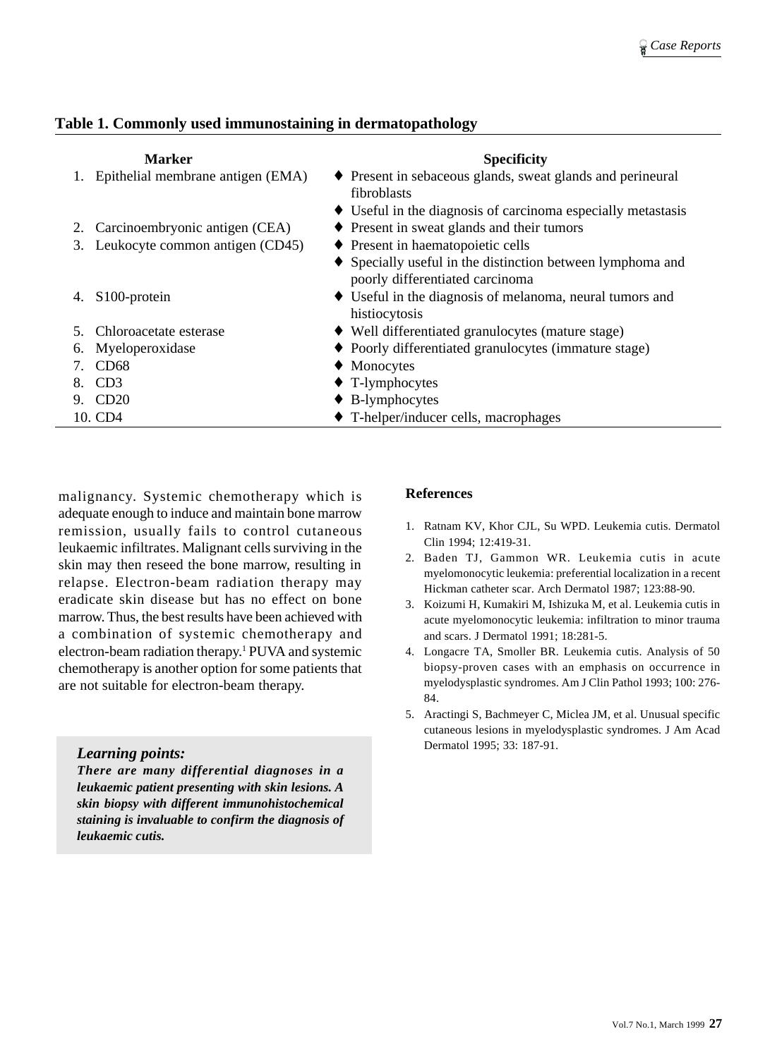**Table 1. Commonly used immunostaining in dermatopathology**

| Marker | Specificity |
|---|---|
| 1. Epithelial membrane antigen (EMA) | ♦ Present in sebaceous glands, sweat glands and perineural fibroblasts<br>♦ Useful in the diagnosis of carcinoma especially metastasis |
| 2. Carcinoembryonic antigen (CEA) | ♦ Present in sweat glands and their tumors |
| 3. Leukocyte common antigen (CD45) | ♦ Present in haematopoietic cells<br>♦ Specially useful in the distinction between lymphoma and poorly differentiated carcinoma |
| 4. S100-protein | ♦ Useful in the diagnosis of melanoma, neural tumors and histiocytosis |
| 5. Chloroacetate esterase | ♦ Well differentiated granulocytes (mature stage) |
| 6. Myeloperoxidase | ♦ Poorly differentiated granulocytes (immature stage) |
| 7. CD68 | ♦ Monocytes |
| 8. CD3 | ♦ T-lymphocytes |
| 9. CD20 | ♦ B-lymphocytes |
| 10. CD4 | ♦ T-helper/inducer cells, macrophages |

malignancy. Systemic chemotherapy which is adequate enough to induce and maintain bone marrow remission, usually fails to control cutaneous leukaemic infiltrates. Malignant cells surviving in the skin may then reseed the bone marrow, resulting in relapse. Electron-beam radiation therapy may eradicate skin disease but has no effect on bone marrow. Thus, the best results have been achieved with a combination of systemic chemotherapy and electron-beam radiation therapy.[1] PUVA and systemic chemotherapy is another option for some patients that are not suitable for electron-beam therapy.

> ***Learning points:***
> ***There are many differential diagnoses in a leukaemic patient presenting with skin lesions. A skin biopsy with different immunohistochemical staining is invaluable to confirm the diagnosis of leukaemic cutis.***

## References

1. Ratnam KV, Khor CJL, Su WPD. Leukemia cutis. Dermatol Clin 1994; 12:419-31.
2. Baden TJ, Gammon WR. Leukemia cutis in acute myelomonocytic leukemia: preferential localization in a recent Hickman catheter scar. Arch Dermatol 1987; 123:88-90.
3. Koizumi H, Kumakiri M, Ishizuka M, et al. Leukemia cutis in acute myelomonocytic leukemia: infiltration to minor trauma and scars. J Dermatol 1991; 18:281-5.
4. Longacre TA, Smoller BR. Leukemia cutis. Analysis of 50 biopsy-proven cases with an emphasis on occurrence in myelodysplastic syndromes. Am J Clin Pathol 1993; 100: 276-84.
5. Aractingi S, Bachmeyer C, Miclea JM, et al. Unusual specific cutaneous lesions in myelodysplastic syndromes. J Am Acad Dermatol 1995; 33: 187-91.